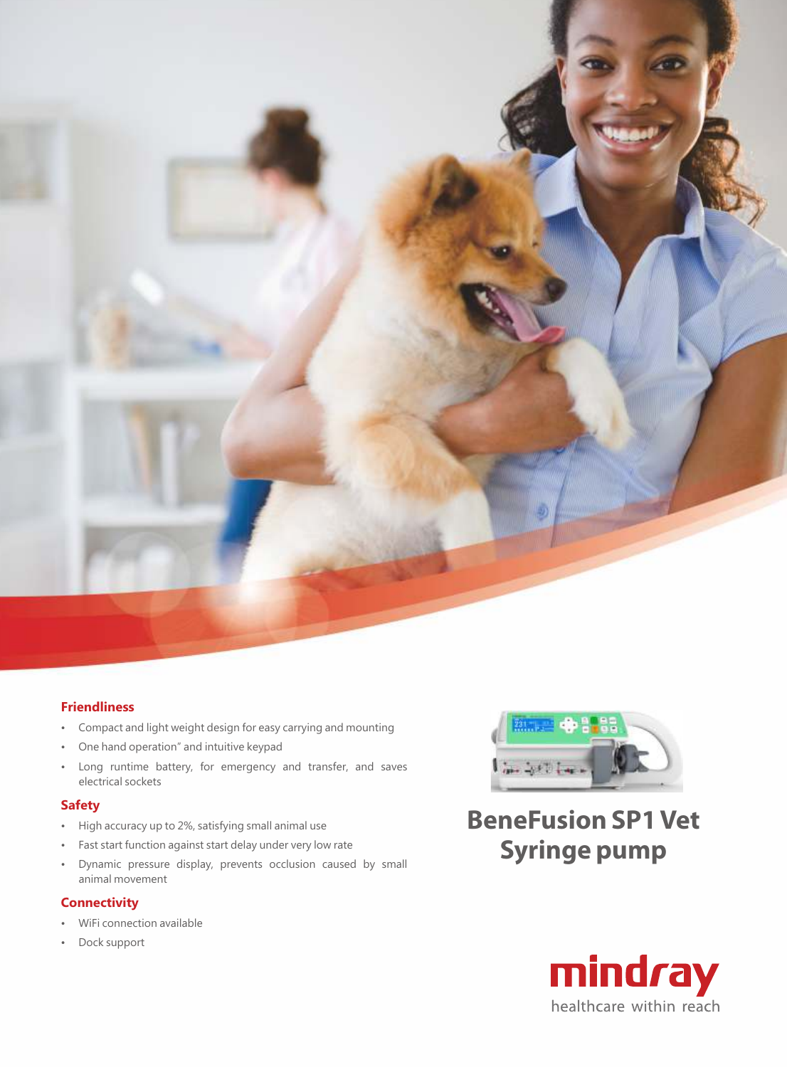# BeneFusion SP1 Vet Syringe pump

## Friendliness

- Compact and light weight design for easy carrying and mounting
- One hand operation" and intuitive keypad
- Long runtime battery, for emergency and transfer, and saves electrical sockets

## Safety

- High accuracy up to 2%, satisfying small animal use
- Fast start function against start delay under very low rate
- Dynamic pressure display, prevents occlusion caused by small animal movement

## Connectivity

- WiFi connection available
- Dock support

mindray
healthcare within reach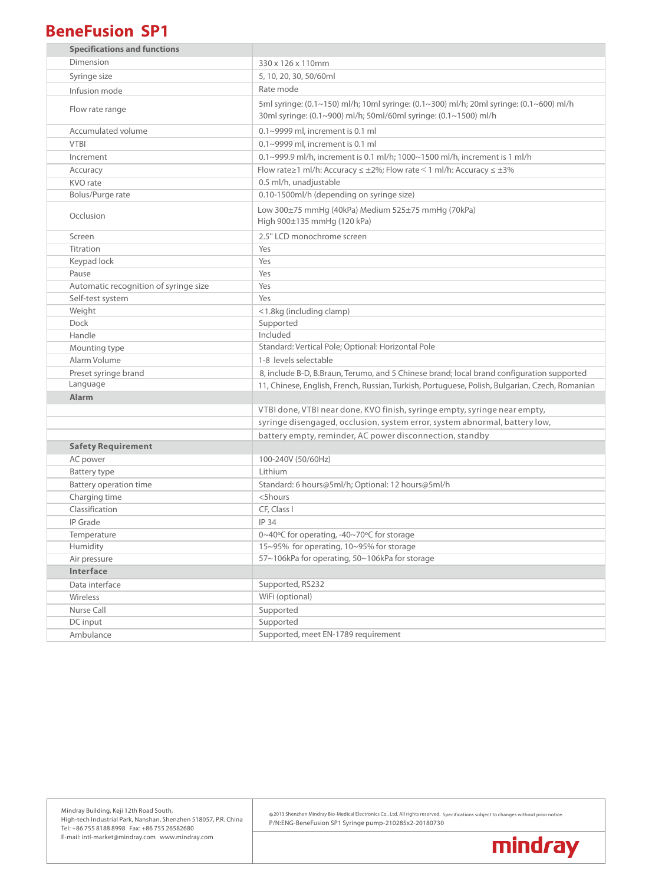# BeneFusion SP1

| Specifications and functions | |
|---|---|
| Dimension | 330 x 126 x 110mm |
| Syringe size | 5, 10, 20, 30, 50/60ml |
| Infusion mode | Rate mode |
| Flow rate range | 5ml syringe: (0.1~150) ml/h; 10ml syringe: (0.1~300) ml/h; 20ml syringe: (0.1~600) ml/h<br>30ml syringe: (0.1~900) ml/h; 50ml/60ml syringe: (0.1~1500) ml/h |
| Accumulated volume | 0.1~9999 ml, increment is 0.1 ml |
| VTBI | 0.1~9999 ml, increment is 0.1 ml |
| Increment | 0.1~999.9 ml/h, increment is 0.1 ml/h; 1000~1500 ml/h, increment is 1 ml/h |
| Accuracy | Flow rate≥1 ml/h: Accuracy ≤ ±2%; Flow rate < 1 ml/h: Accuracy ≤ ±3% |
| KVO rate | 0.5 ml/h, unadjustable |
| Bolus/Purge rate | 0.10-1500ml/h (depending on syringe size) |
| Occlusion | Low 300±75 mmHg (40kPa) Medium 525±75 mmHg (70kPa)<br>High 900±135 mmHg (120 kPa) |
| Screen | 2.5" LCD monochrome screen |
| Titration | Yes |
| Keypad lock | Yes |
| Pause | Yes |
| Automatic recognition of syringe size | Yes |
| Self-test system | Yes |
| Weight | <1.8kg (including clamp) |
| Dock | Supported |
| Handle | Included |
| Mounting type | Standard: Vertical Pole; Optional: Horizontal Pole |
| Alarm Volume | 1-8 levels selectable |
| Preset syringe brand | 8, include B-D, B.Braun, Terumo, and 5 Chinese brand; local brand configuration supported |
| Language | 11, Chinese, English, French, Russian, Turkish, Portuguese, Polish, Bulgarian, Czech, Romanian |
| **Alarm** | |
| | VTBI done, VTBI near done, KVO finish, syringe empty, syringe near empty, |
| | syringe disengaged, occlusion, system error, system abnormal, battery low, |
| | battery empty, reminder, AC power disconnection, standby |
| **Safety Requirement** | |
| AC power | 100-240V (50/60Hz) |
| Battery type | Lithium |
| Battery operation time | Standard: 6 hours@5ml/h; Optional: 12 hours@5ml/h |
| Charging time | <5hours |
| Classification | CF, Class I |
| IP Grade | IP 34 |
| Temperature | 0~40ºC for operating, -40~70ºC for storage |
| Humidity | 15~95% for operating, 10~95% for storage |
| Air pressure | 57~106kPa for operating, 50~106kPa for storage |
| **Interface** | |
| Data interface | Supported, RS232 |
| Wireless | WiFi (optional) |
| Nurse Call | Supported |
| DC input | Supported |
| Ambulance | Supported, meet EN-1789 requirement |

Mindray Building, Keji 12th Road South,
High-tech Industrial Park, Nanshan, Shenzhen 518057, P.R. China
Tel: +86 755 8188 8998 Fax: +86 755 26582680
E-mail: intl-market@mindray.com www.mindray.com

©2013 Shenzhen Mindray Bio-Medical Electronics Co., Ltd. All rights reserved. Specifications subject to changes without prior notice.
P/N:ENG-BeneFusion SP1 Syringe pump-210285x2-20180730

mindray